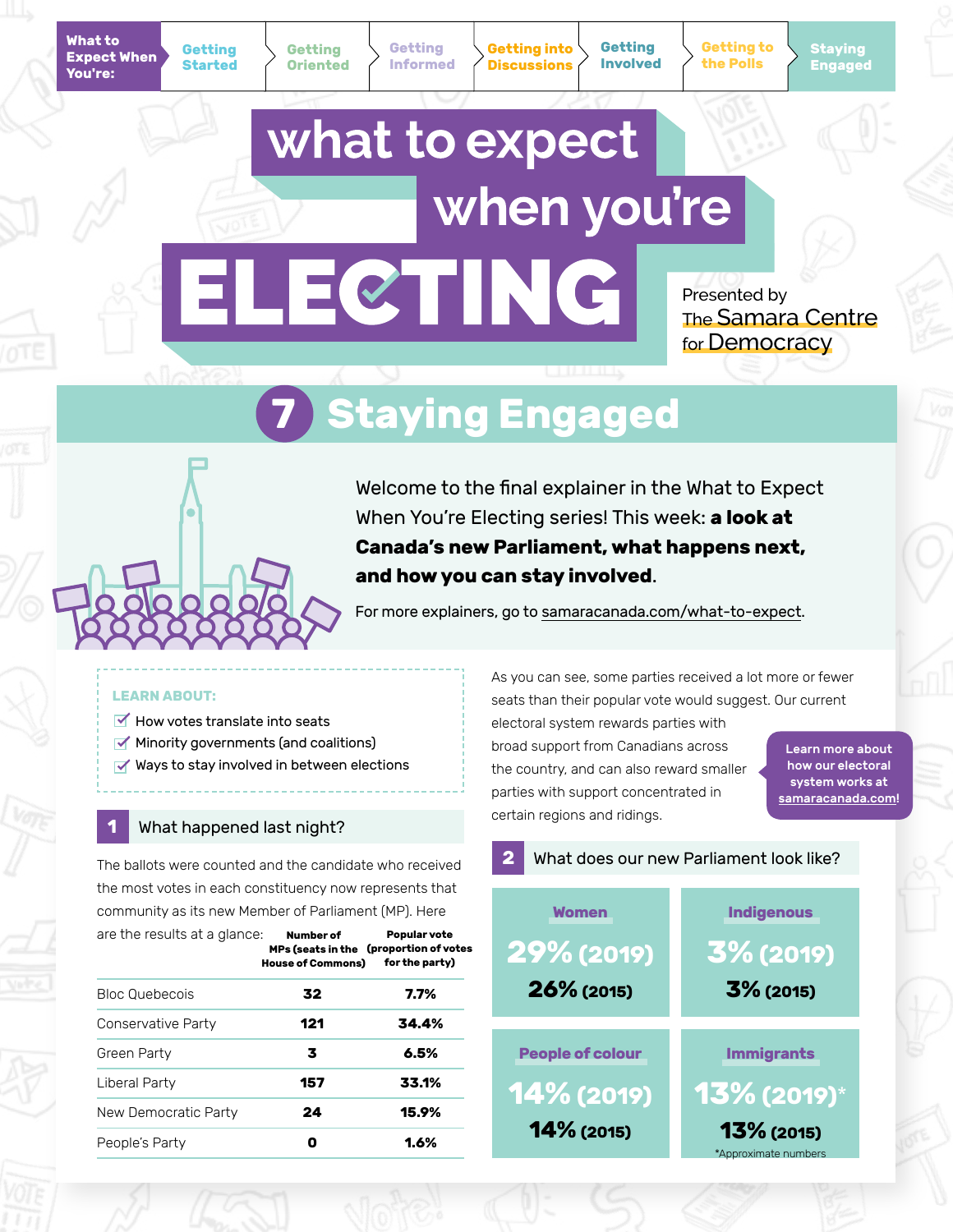What to Expect When You're: Getting Started | Getting Oriented | Getting Informed | Getting into Discussions | Getting Involved | Getting to the Polls | Staying Engaged

# what to expect when you're ELECTING

Presented by The Samara Centre for Democracy

## 7 Staying Engaged

Welcome to the final explainer in the What to Expect When You're Electing series! This week: **a look at Canada's new Parliament, what happens next, and how you can stay involved**.

For more explainers, go to samaracanada.com/what-to-expect.

**LEARN ABOUT:**

- How votes translate into seats
- Minority governments (and coalitions)
- Ways to stay involved in between elections

### 1 What happened last night?

The ballots were counted and the candidate who received the most votes in each constituency now represents that community as its new Member of Parliament (MP). Here are the results at a glance:

| | Number of MPs (seats in the House of Commons) | Popular vote (proportion of votes for the party) |
|---|---|---|
| Bloc Quebecois | **32** | **7.7%** |
| Conservative Party | **121** | **34.4%** |
| Green Party | **3** | **6.5%** |
| Liberal Party | **157** | **33.1%** |
| New Democratic Party | **24** | **15.9%** |
| People's Party | **0** | **1.6%** |

As you can see, some parties received a lot more or fewer seats than their popular vote would suggest. Our current electoral system rewards parties with broad support from Canadians across the country, and can also reward smaller parties with support concentrated in certain regions and ridings.

Learn more about how our electoral system works at samaracanada.com!

### 2 What does our new Parliament look like?

| Women | Indigenous |
|---|---|
| **29% (2019)** | **3% (2019)** |
| **26% (2015)** | **3% (2015)** |

| People of colour | Immigrants |
|---|---|
| **14% (2019)** | **13% (2019)*** |
| **14% (2015)** | **13% (2015)** |

*Approximate numbers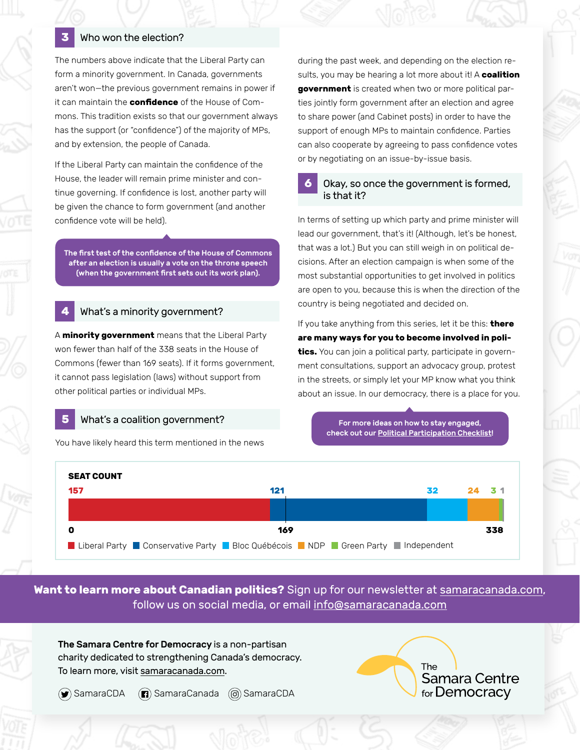## 3 Who won the election?

The numbers above indicate that the Liberal Party can form a minority government. In Canada, governments aren't won—the previous government remains in power if it can maintain the **confidence** of the House of Commons. This tradition exists so that our government always has the support (or "confidence") of the majority of MPs, and by extension, the people of Canada.

If the Liberal Party can maintain the confidence of the House, the leader will remain prime minister and continue governing. If confidence is lost, another party will be given the chance to form government (and another confidence vote will be held).

**The first test of the confidence of the House of Commons after an election is usually a vote on the throne speech (when the government first sets out its work plan).**

## 4 What's a minority government?

A **minority government** means that the Liberal Party won fewer than half of the 338 seats in the House of Commons (fewer than 169 seats). If it forms government, it cannot pass legislation (laws) without support from other political parties or individual MPs.

## 5 What's a coalition government?

You have likely heard this term mentioned in the news during the past week, and depending on the election results, you may be hearing a lot more about it! A **coalition government** is created when two or more political parties jointly form government after an election and agree to share power (and Cabinet posts) in order to have the support of enough MPs to maintain confidence. Parties can also cooperate by agreeing to pass confidence votes or by negotiating on an issue-by-issue basis.

## 6 Okay, so once the government is formed, is that it?

In terms of setting up which party and prime minister will lead our government, that's it! (Although, let's be honest, that was a lot.) But you can still weigh in on political decisions. After an election campaign is when some of the most substantial opportunities to get involved in politics are open to you, because this is when the direction of the country is being negotiated and decided on.

If you take anything from this series, let it be this: **there are many ways for you to become involved in politics.** You can join a political party, participate in government consultations, support an advocacy group, protest in the streets, or simply let your MP know what you think about an issue. In our democracy, there is a place for you.

**For more ideas on how to stay engaged, check out our Political Participation Checklist!**

**SEAT COUNT**

157 121 32 24 3 1

0 169 338

Liberal Party, Conservative Party, Bloc Québécois, NDP, Green Party, Independent

**Want to learn more about Canadian politics?** Sign up for our newsletter at samaracanada.com, follow us on social media, or email info@samaracanada.com

**The Samara Centre for Democracy** is a non-partisan charity dedicated to strengthening Canada's democracy. To learn more, visit samaracanada.com.

SamaraCDA SamaraCanada SamaraCDA

The Samara Centre for Democracy